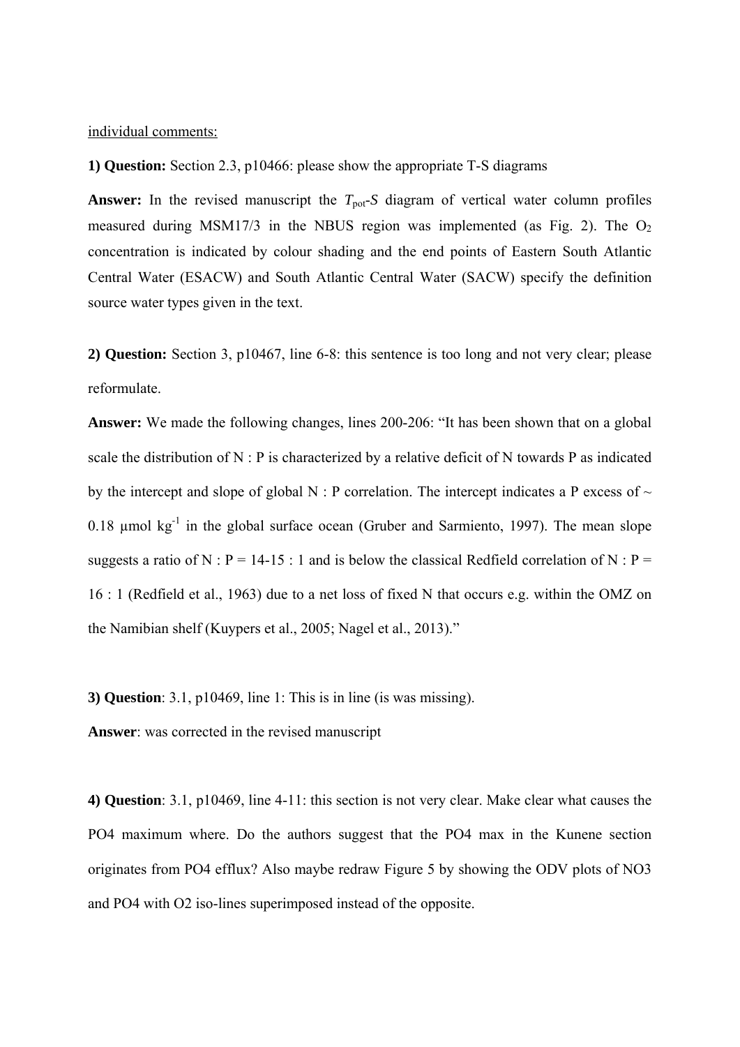individual comments:

**1) Question:** Section 2.3, p10466: please show the appropriate T-S diagrams

**Answer:** In the revised manuscript the $T_{pot}$-$S$ diagram of vertical water column profiles measured during MSM17/3 in the NBUS region was implemented (as Fig. 2). The $O_2$ concentration is indicated by colour shading and the end points of Eastern South Atlantic Central Water (ESACW) and South Atlantic Central Water (SACW) specify the definition source water types given in the text.

**2) Question:** Section 3, p10467, line 6-8: this sentence is too long and not very clear; please reformulate.

**Answer:** We made the following changes, lines 200-206: "It has been shown that on a global scale the distribution of N : P is characterized by a relative deficit of N towards P as indicated by the intercept and slope of global N : P correlation. The intercept indicates a P excess of ~ 0.18 µmol kg$^{-1}$ in the global surface ocean (Gruber and Sarmiento, 1997). The mean slope suggests a ratio of N : P = 14-15 : 1 and is below the classical Redfield correlation of N : P = 16 : 1 (Redfield et al., 1963) due to a net loss of fixed N that occurs e.g. within the OMZ on the Namibian shelf (Kuypers et al., 2005; Nagel et al., 2013)."

**3) Question**: 3.1, p10469, line 1: This is in line (is was missing).

**Answer**: was corrected in the revised manuscript

**4) Question**: 3.1, p10469, line 4-11: this section is not very clear. Make clear what causes the PO4 maximum where. Do the authors suggest that the PO4 max in the Kunene section originates from PO4 efflux? Also maybe redraw Figure 5 by showing the ODV plots of NO3 and PO4 with O2 iso-lines superimposed instead of the opposite.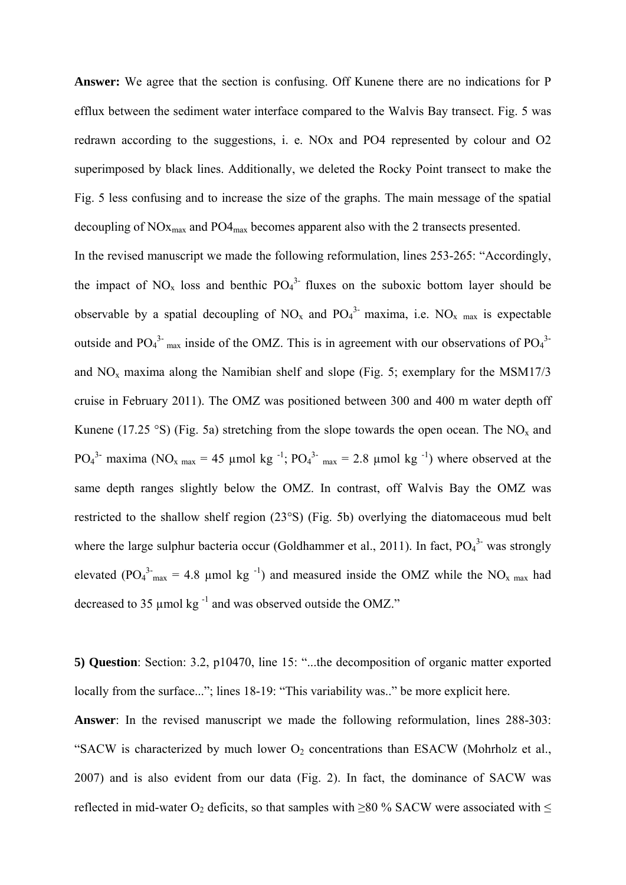**Answer:** We agree that the section is confusing. Off Kunene there are no indications for P efflux between the sediment water interface compared to the Walvis Bay transect. Fig. 5 was redrawn according to the suggestions, i. e. NOx and PO4 represented by colour and O2 superimposed by black lines. Additionally, we deleted the Rocky Point transect to make the Fig. 5 less confusing and to increase the size of the graphs. The main message of the spatial decoupling of $NOx_{max}$ and $PO4_{max}$ becomes apparent also with the 2 transects presented.

In the revised manuscript we made the following reformulation, lines 253-265: "Accordingly, the impact of $NO_x$ loss and benthic $PO_4^{3-}$ fluxes on the suboxic bottom layer should be observable by a spatial decoupling of $NO_x$ and $PO_4^{3-}$ maxima, i.e. $NO_{x\ max}$ is expectable outside and $PO_4^{3-}{}_{max}$ inside of the OMZ. This is in agreement with our observations of $PO_4^{3-}$ and $NO_x$ maxima along the Namibian shelf and slope (Fig. 5; exemplary for the MSM17/3 cruise in February 2011). The OMZ was positioned between 300 and 400 m water depth off Kunene (17.25 °S) (Fig. 5a) stretching from the slope towards the open ocean. The $NO_x$ and $PO_4^{3-}$ maxima ($NO_{x\ max}$ = 45 µmol kg $^{-1}$; $PO_4^{3-}{}_{max}$ = 2.8 µmol kg $^{-1}$) where observed at the same depth ranges slightly below the OMZ. In contrast, off Walvis Bay the OMZ was restricted to the shallow shelf region (23°S) (Fig. 5b) overlying the diatomaceous mud belt where the large sulphur bacteria occur (Goldhammer et al., 2011). In fact, $PO_4^{3-}$ was strongly elevated ($PO_4^{3-}{}_{max}$ = 4.8 µmol kg $^{-1}$) and measured inside the OMZ while the $NO_{x\ max}$ had decreased to 35 µmol kg $^{-1}$ and was observed outside the OMZ."

**5) Question**: Section: 3.2, p10470, line 15: "...the decomposition of organic matter exported locally from the surface..."; lines 18-19: "This variability was.." be more explicit here.

**Answer**: In the revised manuscript we made the following reformulation, lines 288-303: "SACW is characterized by much lower $O_2$ concentrations than ESACW (Mohrholz et al., 2007) and is also evident from our data (Fig. 2). In fact, the dominance of SACW was reflected in mid-water $O_2$ deficits, so that samples with ≥80 % SACW were associated with ≤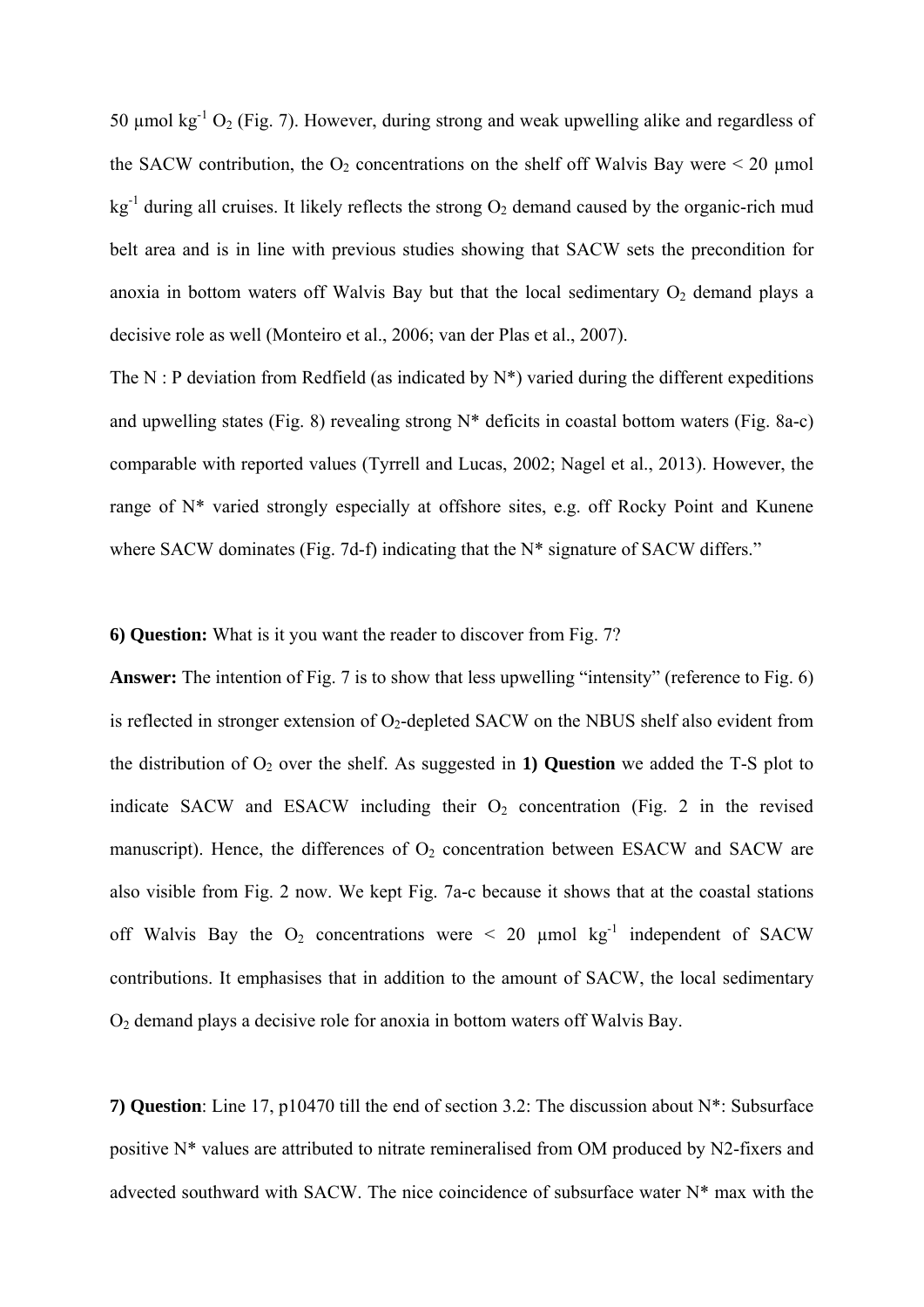50 µmol $kg^{-1}$ $O_2$ (Fig. 7). However, during strong and weak upwelling alike and regardless of the SACW contribution, the $O_2$ concentrations on the shelf off Walvis Bay were < 20 µmol $kg^{-1}$ during all cruises. It likely reflects the strong $O_2$ demand caused by the organic-rich mud belt area and is in line with previous studies showing that SACW sets the precondition for anoxia in bottom waters off Walvis Bay but that the local sedimentary $O_2$ demand plays a decisive role as well (Monteiro et al., 2006; van der Plas et al., 2007).

The N : P deviation from Redfield (as indicated by N*) varied during the different expeditions and upwelling states (Fig. 8) revealing strong N* deficits in coastal bottom waters (Fig. 8a-c) comparable with reported values (Tyrrell and Lucas, 2002; Nagel et al., 2013). However, the range of N* varied strongly especially at offshore sites, e.g. off Rocky Point and Kunene where SACW dominates (Fig. 7d-f) indicating that the N* signature of SACW differs."

**6) Question:** What is it you want the reader to discover from Fig. 7?

**Answer:** The intention of Fig. 7 is to show that less upwelling "intensity" (reference to Fig. 6) is reflected in stronger extension of $O_2$-depleted SACW on the NBUS shelf also evident from the distribution of $O_2$ over the shelf. As suggested in **1) Question** we added the T-S plot to indicate SACW and ESACW including their $O_2$ concentration (Fig. 2 in the revised manuscript). Hence, the differences of $O_2$ concentration between ESACW and SACW are also visible from Fig. 2 now. We kept Fig. 7a-c because it shows that at the coastal stations off Walvis Bay the $O_2$ concentrations were < 20 µmol $kg^{-1}$ independent of SACW contributions. It emphasises that in addition to the amount of SACW, the local sedimentary $O_2$ demand plays a decisive role for anoxia in bottom waters off Walvis Bay.

**7) Question**: Line 17, p10470 till the end of section 3.2: The discussion about N*: Subsurface positive N* values are attributed to nitrate remineralised from OM produced by N2-fixers and advected southward with SACW. The nice coincidence of subsurface water N* max with the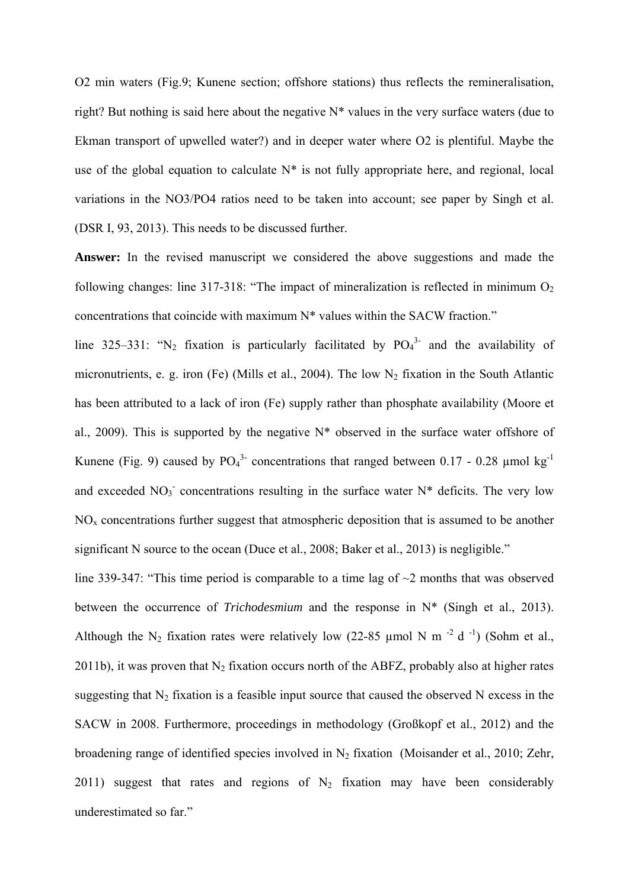O2 min waters (Fig.9; Kunene section; offshore stations) thus reflects the remineralisation, right? But nothing is said here about the negative N* values in the very surface waters (due to Ekman transport of upwelled water?) and in deeper water where O2 is plentiful. Maybe the use of the global equation to calculate N* is not fully appropriate here, and regional, local variations in the NO3/PO4 ratios need to be taken into account; see paper by Singh et al. (DSR I, 93, 2013). This needs to be discussed further.

**Answer:** In the revised manuscript we considered the above suggestions and made the following changes: line 317-318: "The impact of mineralization is reflected in minimum $O_2$ concentrations that coincide with maximum N* values within the SACW fraction."

line 325–331: "$N_2$ fixation is particularly facilitated by $PO_4^{3-}$ and the availability of micronutrients, e. g. iron (Fe) (Mills et al., 2004). The low $N_2$ fixation in the South Atlantic has been attributed to a lack of iron (Fe) supply rather than phosphate availability (Moore et al., 2009). This is supported by the negative N* observed in the surface water offshore of Kunene (Fig. 9) caused by $PO_4^{3-}$ concentrations that ranged between 0.17 - 0.28 µmol kg$^{-1}$ and exceeded $NO_3^-$ concentrations resulting in the surface water N* deficits. The very low $NO_x$ concentrations further suggest that atmospheric deposition that is assumed to be another significant N source to the ocean (Duce et al., 2008; Baker et al., 2013) is negligible."

line 339-347: "This time period is comparable to a time lag of ~2 months that was observed between the occurrence of *Trichodesmium* and the response in N* (Singh et al., 2013). Although the $N_2$ fixation rates were relatively low (22-85 µmol N m$^{-2}$ d$^{-1}$) (Sohm et al., 2011b), it was proven that $N_2$ fixation occurs north of the ABFZ, probably also at higher rates suggesting that $N_2$ fixation is a feasible input source that caused the observed N excess in the SACW in 2008. Furthermore, proceedings in methodology (Großkopf et al., 2012) and the broadening range of identified species involved in $N_2$ fixation (Moisander et al., 2010; Zehr, 2011) suggest that rates and regions of $N_2$ fixation may have been considerably underestimated so far."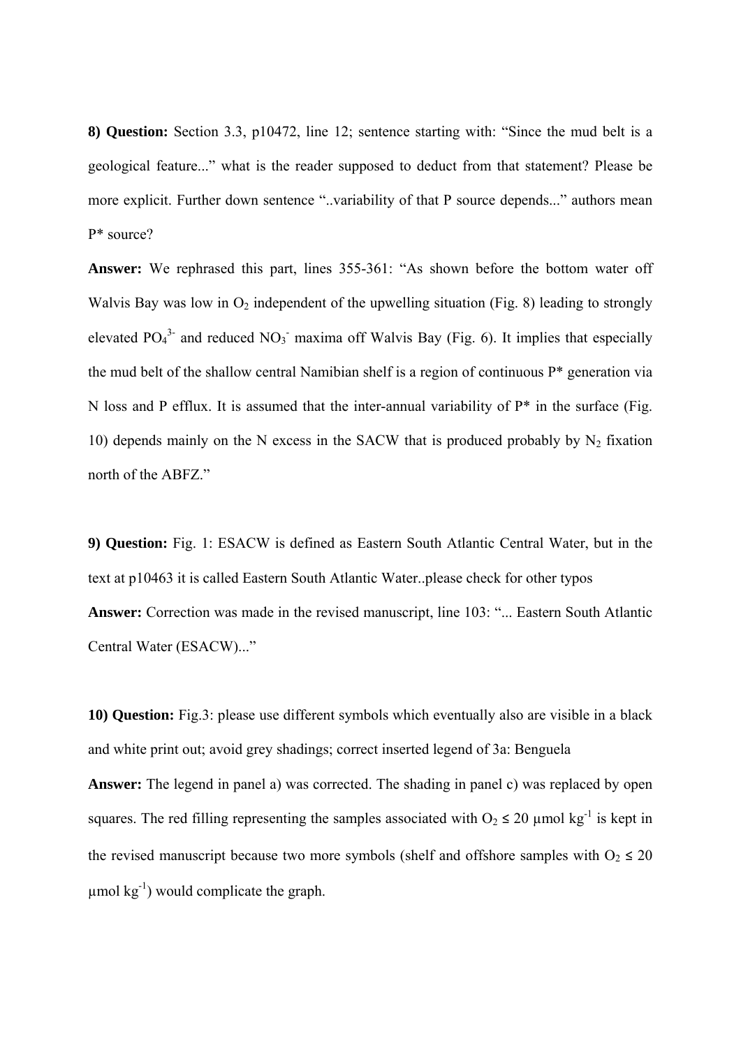**8) Question:** Section 3.3, p10472, line 12; sentence starting with: “Since the mud belt is a geological feature...” what is the reader supposed to deduct from that statement? Please be more explicit. Further down sentence “..variability of that P source depends...” authors mean P* source?

**Answer:** We rephrased this part, lines 355-361: “As shown before the bottom water off Walvis Bay was low in $O_2$ independent of the upwelling situation (Fig. 8) leading to strongly elevated $PO_4^{3-}$ and reduced $NO_3^-$ maxima off Walvis Bay (Fig. 6). It implies that especially the mud belt of the shallow central Namibian shelf is a region of continuous P* generation via N loss and P efflux. It is assumed that the inter-annual variability of P* in the surface (Fig. 10) depends mainly on the N excess in the SACW that is produced probably by $N_2$ fixation north of the ABFZ.”

**9) Question:** Fig. 1: ESACW is defined as Eastern South Atlantic Central Water, but in the text at p10463 it is called Eastern South Atlantic Water..please check for other typos

**Answer:** Correction was made in the revised manuscript, line 103: “... Eastern South Atlantic Central Water (ESACW)...”

**10) Question:** Fig.3: please use different symbols which eventually also are visible in a black and white print out; avoid grey shadings; correct inserted legend of 3a: Benguela

**Answer:** The legend in panel a) was corrected. The shading in panel c) was replaced by open squares. The red filling representing the samples associated with $O_2 \leq 20$ µmol kg$^{-1}$ is kept in the revised manuscript because two more symbols (shelf and offshore samples with $O_2 \leq 20$ µmol kg$^{-1}$) would complicate the graph.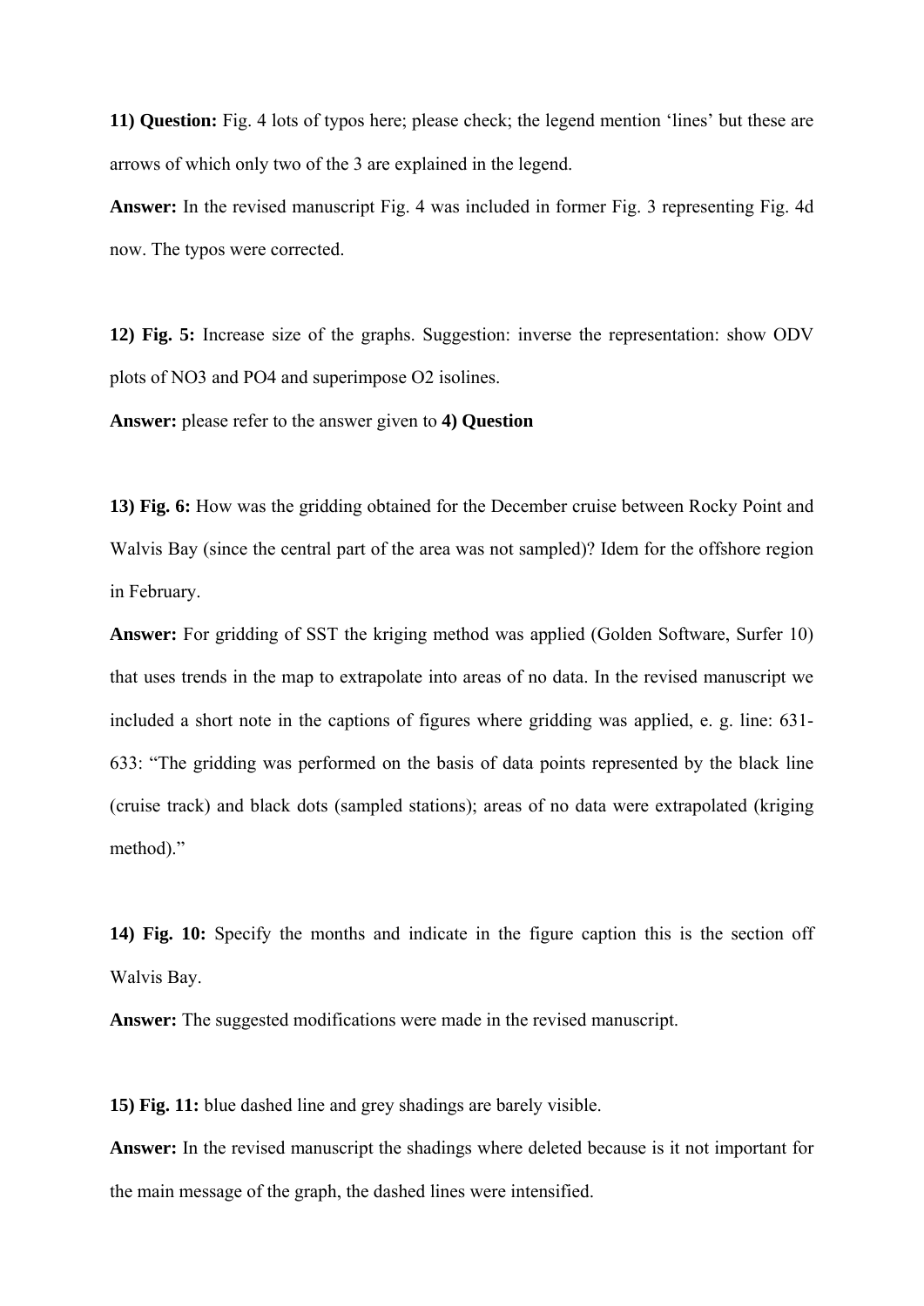**11) Question:** Fig. 4 lots of typos here; please check; the legend mention 'lines' but these are arrows of which only two of the 3 are explained in the legend.

**Answer:** In the revised manuscript Fig. 4 was included in former Fig. 3 representing Fig. 4d now. The typos were corrected.

**12) Fig. 5:** Increase size of the graphs. Suggestion: inverse the representation: show ODV plots of NO3 and PO4 and superimpose O2 isolines.

**Answer:** please refer to the answer given to **4) Question**

**13) Fig. 6:** How was the gridding obtained for the December cruise between Rocky Point and Walvis Bay (since the central part of the area was not sampled)? Idem for the offshore region in February.

**Answer:** For gridding of SST the kriging method was applied (Golden Software, Surfer 10) that uses trends in the map to extrapolate into areas of no data. In the revised manuscript we included a short note in the captions of figures where gridding was applied, e. g. line: 631-633: "The gridding was performed on the basis of data points represented by the black line (cruise track) and black dots (sampled stations); areas of no data were extrapolated (kriging method)."

**14) Fig. 10:** Specify the months and indicate in the figure caption this is the section off Walvis Bay.

**Answer:** The suggested modifications were made in the revised manuscript.

**15) Fig. 11:** blue dashed line and grey shadings are barely visible.

**Answer:** In the revised manuscript the shadings where deleted because is it not important for the main message of the graph, the dashed lines were intensified.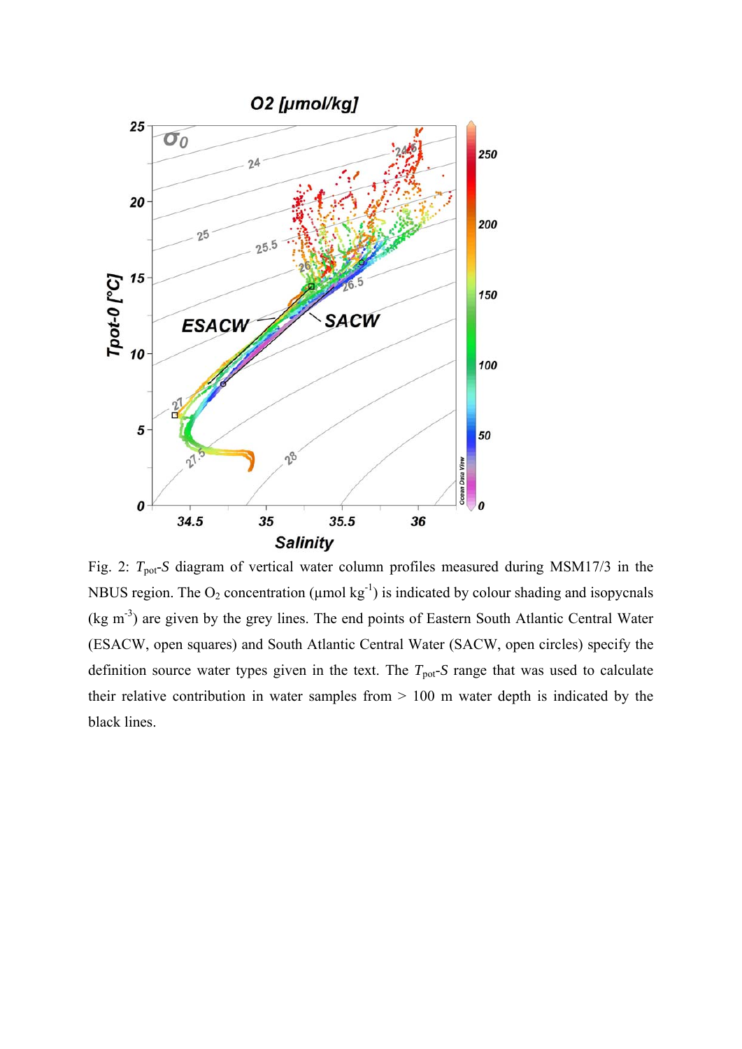Fig. 2: $T_{pot}$-$S$ diagram of vertical water column profiles measured during MSM17/3 in the NBUS region. The $O_2$ concentration (µmol $kg^{-1}$) is indicated by colour shading and isopycnals (kg $m^{-3}$) are given by the grey lines. The end points of Eastern South Atlantic Central Water (ESACW, open squares) and South Atlantic Central Water (SACW, open circles) specify the definition source water types given in the text. The $T_{pot}$-$S$ range that was used to calculate their relative contribution in water samples from > 100 m water depth is indicated by the black lines.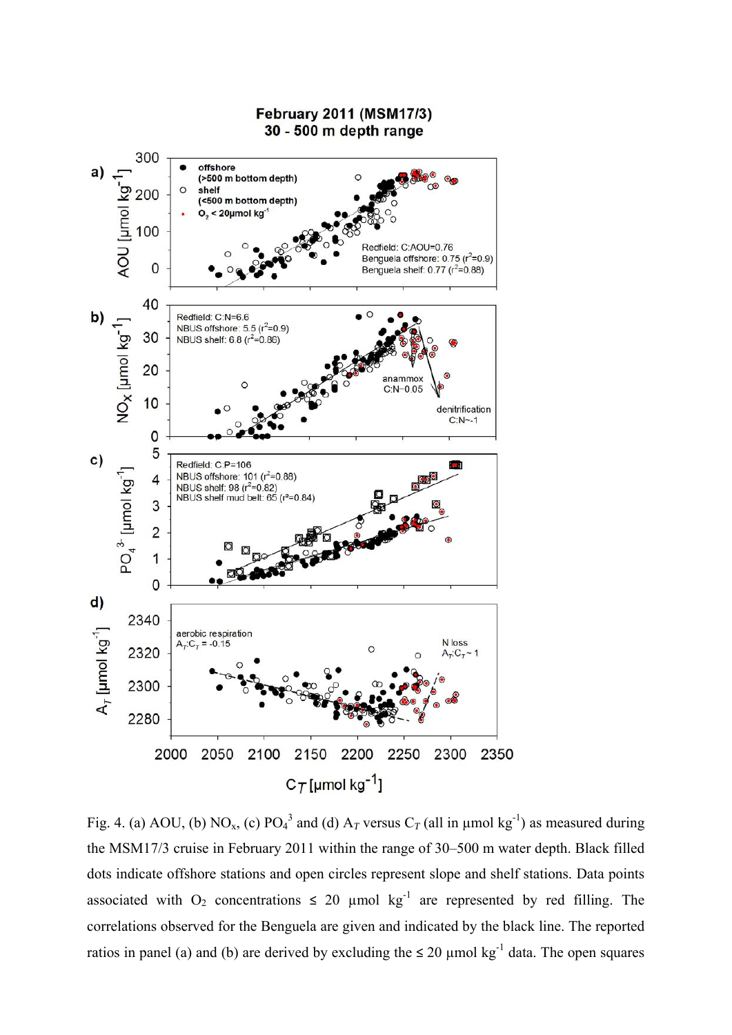Fig. 4. (a) AOU, (b) $NO_x$, (c) $PO_4^{3}$ and (d) $A_T$ versus $C_T$ (all in µmol kg$^{-1}$) as measured during the MSM17/3 cruise in February 2011 within the range of 30–500 m water depth. Black filled dots indicate offshore stations and open circles represent slope and shelf stations. Data points associated with $O_2$ concentrations ≤ 20 µmol kg$^{-1}$ are represented by red filling. The correlations observed for the Benguela are given and indicated by the black line. The reported ratios in panel (a) and (b) are derived by excluding the ≤ 20 µmol kg$^{-1}$ data. The open squares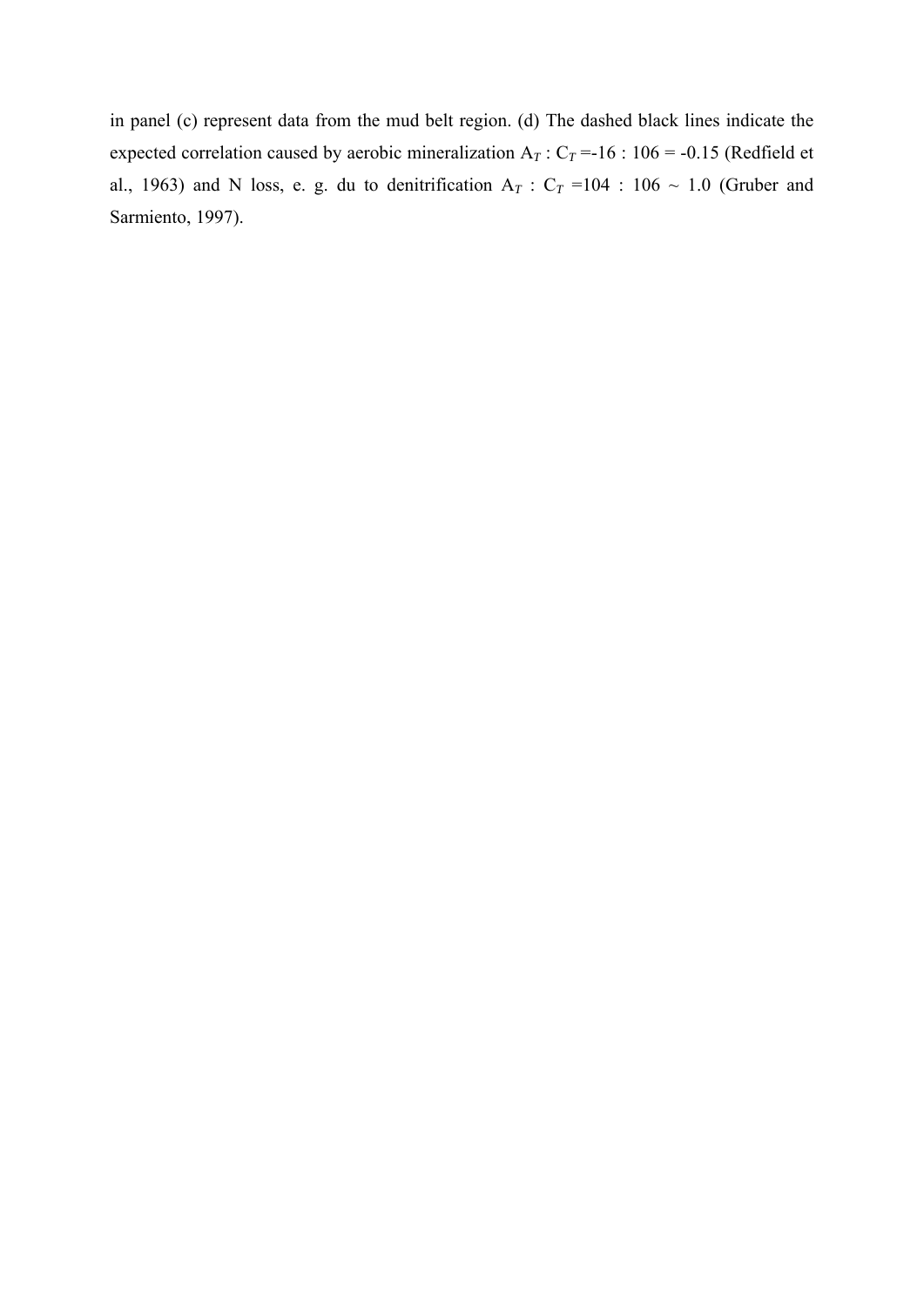in panel (c) represent data from the mud belt region. (d) The dashed black lines indicate the expected correlation caused by aerobic mineralization $A_T : C_T$ =-16 : 106 = -0.15 (Redfield et al., 1963) and N loss, e. g. du to denitrification $A_T : C_T$ =104 : 106 ~ 1.0 (Gruber and Sarmiento, 1997).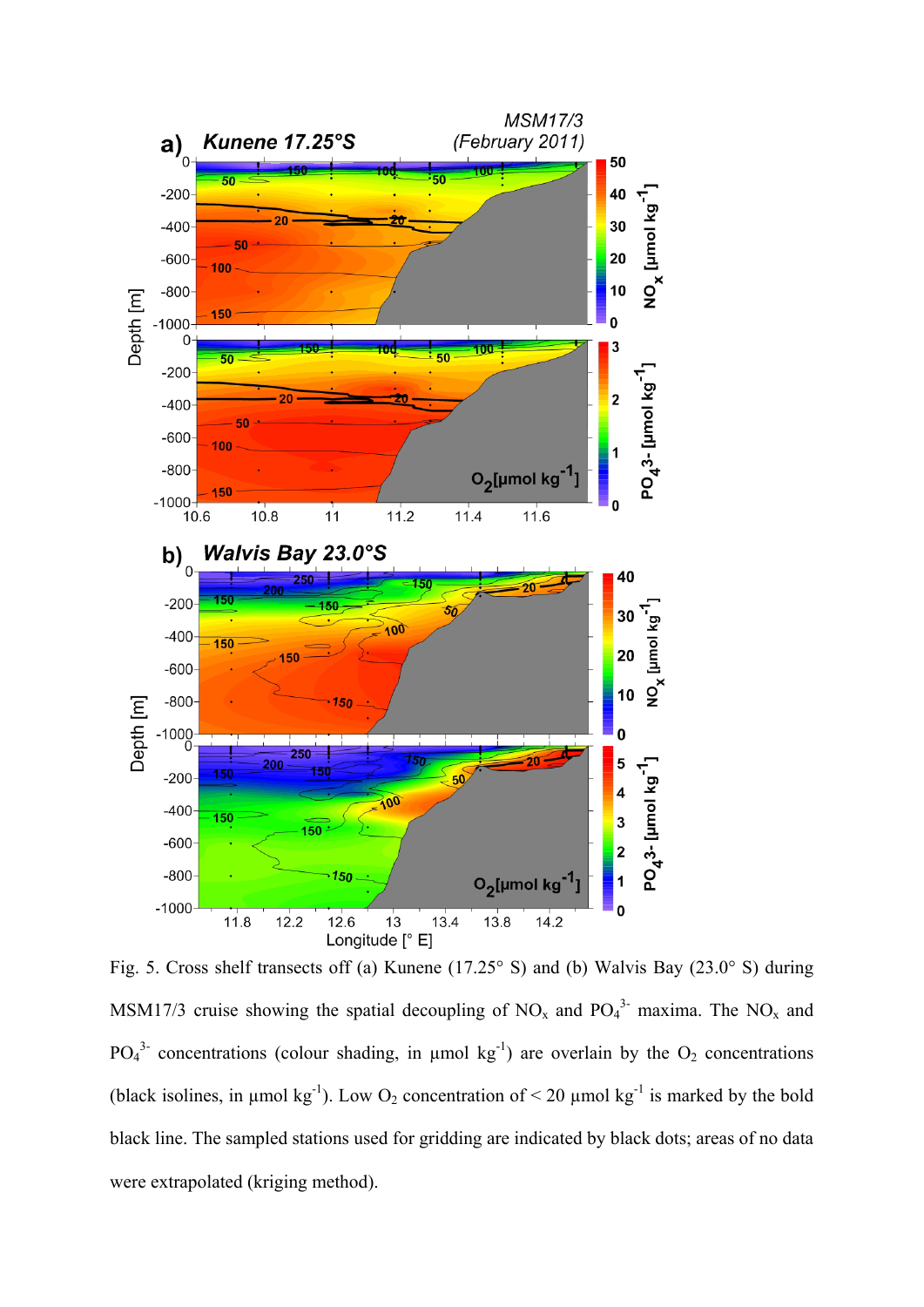Fig. 5. Cross shelf transects off (a) Kunene (17.25° S) and (b) Walvis Bay (23.0° S) during MSM17/3 cruise showing the spatial decoupling of $NO_x$ and $PO_4^{3-}$ maxima. The $NO_x$ and $PO_4^{3-}$ concentrations (colour shading, in µmol kg$^{-1}$) are overlain by the $O_2$ concentrations (black isolines, in µmol kg$^{-1}$). Low $O_2$ concentration of < 20 µmol kg$^{-1}$ is marked by the bold black line. The sampled stations used for gridding are indicated by black dots; areas of no data were extrapolated (kriging method).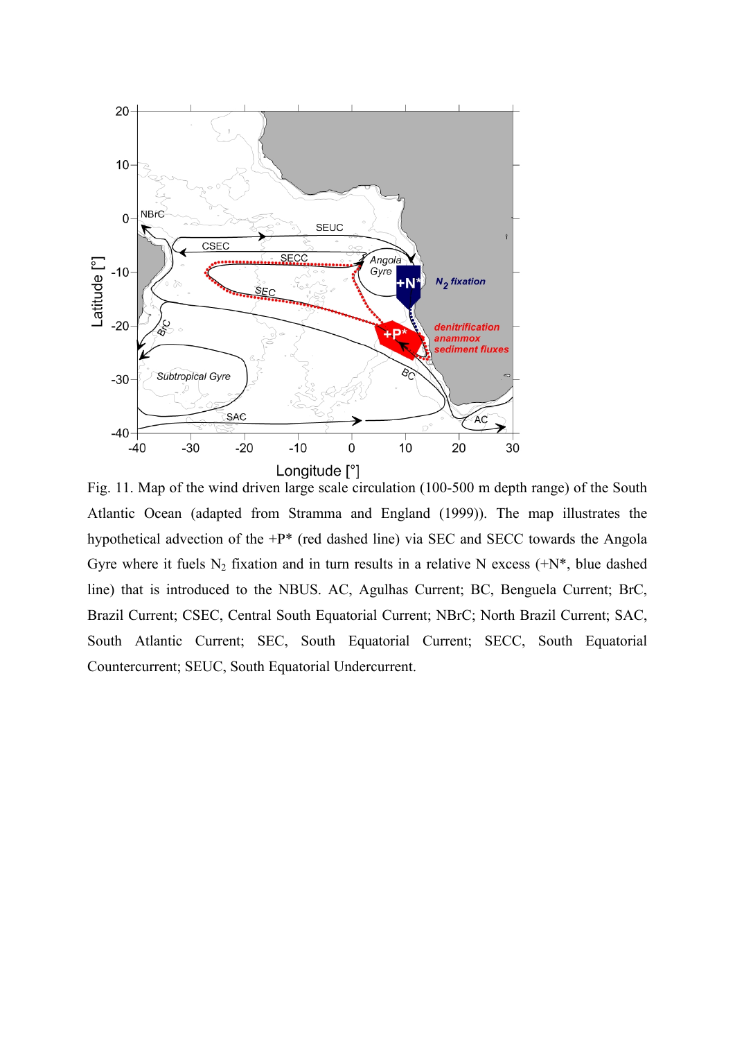20

10

0

-10

-20

-30

-40

Latitude [°]

-40 -30 -20 -10 0 10 20 30

Longitude [°]

NBrC

SEUC

CSEC

SECC

Angola Gyre

+N*

$N_2$ fixation

SEC

+P*

denitrification
anammox
sediment fluxes

BrC

Subtropical Gyre

BC

SAC

AC

Fig. 11. Map of the wind driven large scale circulation (100-500 m depth range) of the South Atlantic Ocean (adapted from Stramma and England (1999)). The map illustrates the hypothetical advection of the +P* (red dashed line) via SEC and SECC towards the Angola Gyre where it fuels $N_2$ fixation and in turn results in a relative N excess (+N*, blue dashed line) that is introduced to the NBUS. AC, Agulhas Current; BC, Benguela Current; BrC, Brazil Current; CSEC, Central South Equatorial Current; NBrC; North Brazil Current; SAC, South Atlantic Current; SEC, South Equatorial Current; SECC, South Equatorial Countercurrent; SEUC, South Equatorial Undercurrent.